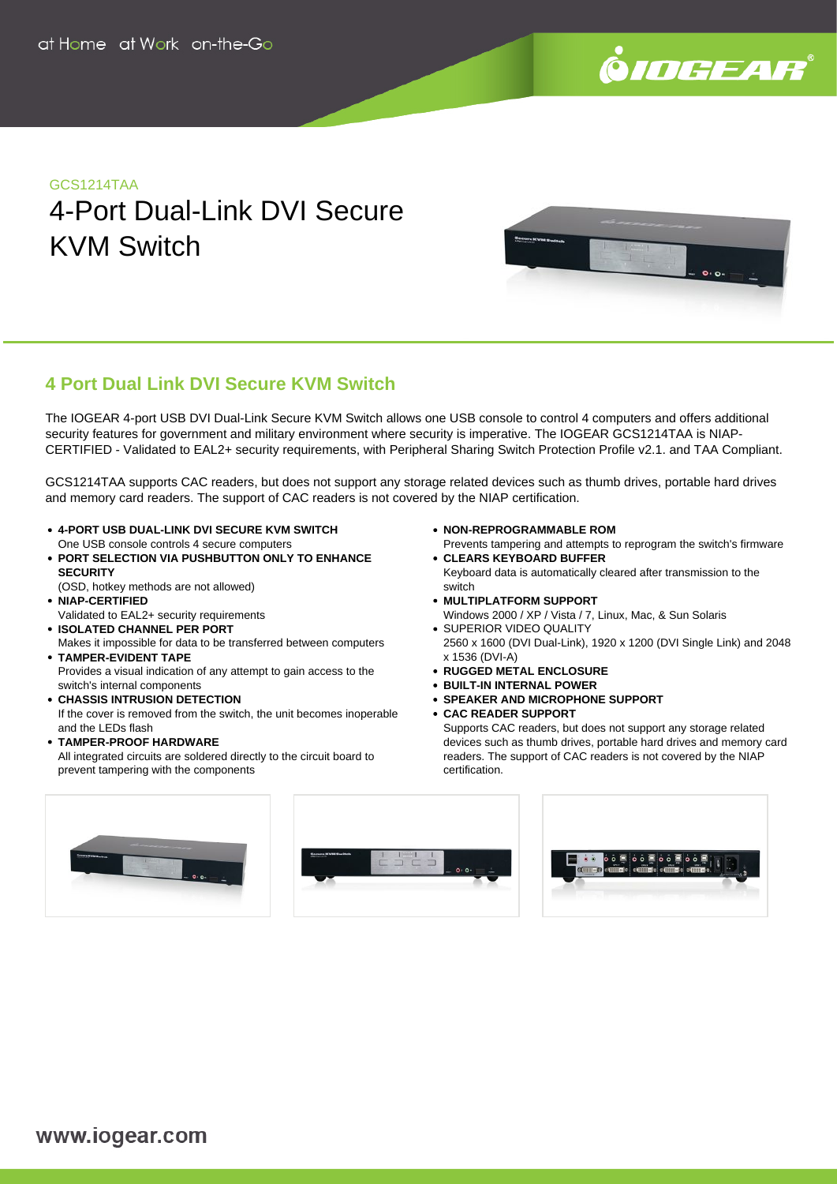GCS1214TAA

# 4-Port Dual-Link DVI Secure KVM Switch

## 4 Port Dual Link DVI Secure KVM Switch

The IOGEAR 4-port USB DVI Dual-Link Secure KVM Switch allows one USB console to control 4 computers and offers additional security features for government and military environment where security is imperative. The IOGEAR GCS1214TAA is NIAP-CERTIFIED - Validated to EAL2+ security requirements, with Peripheral Sharing Switch Protection Profile v2.1. and TAA Compliant.

GCS1214TAA supports CAC readers, but does not support any storage related devices such as thumb drives, portable hard drives and memory card readers. The support of CAC readers is not covered by the NIAP certification.

- **4-PORT USB DUAL-LINK DVI SECURE KVM SWITCH**
  One USB console controls 4 secure computers
- **PORT SELECTION VIA PUSHBUTTON ONLY TO ENHANCE SECURITY**
  (OSD, hotkey methods are not allowed)
- **NIAP-CERTIFIED**
  Validated to EAL2+ security requirements
- **ISOLATED CHANNEL PER PORT**
  Makes it impossible for data to be transferred between computers
- **TAMPER-EVIDENT TAPE**
  Provides a visual indication of any attempt to gain access to the switch's internal components
- **CHASSIS INTRUSION DETECTION**
  If the cover is removed from the switch, the unit becomes inoperable and the LEDs flash
- **TAMPER-PROOF HARDWARE**
  All integrated circuits are soldered directly to the circuit board to prevent tampering with the components
- **NON-REPROGRAMMABLE ROM**
  Prevents tampering and attempts to reprogram the switch's firmware
- **CLEARS KEYBOARD BUFFER**
  Keyboard data is automatically cleared after transmission to the switch
- **MULTIPLATFORM SUPPORT**
  Windows 2000 / XP / Vista / 7, Linux, Mac, & Sun Solaris
- SUPERIOR VIDEO QUALITY
  2560 x 1600 (DVI Dual-Link), 1920 x 1200 (DVI Single Link) and 2048 x 1536 (DVI-A)
- **RUGGED METAL ENCLOSURE**
- **BUILT-IN INTERNAL POWER**
- **SPEAKER AND MICROPHONE SUPPORT**
- **CAC READER SUPPORT**
  Supports CAC readers, but does not support any storage related devices such as thumb drives, portable hard drives and memory card readers. The support of CAC readers is not covered by the NIAP certification.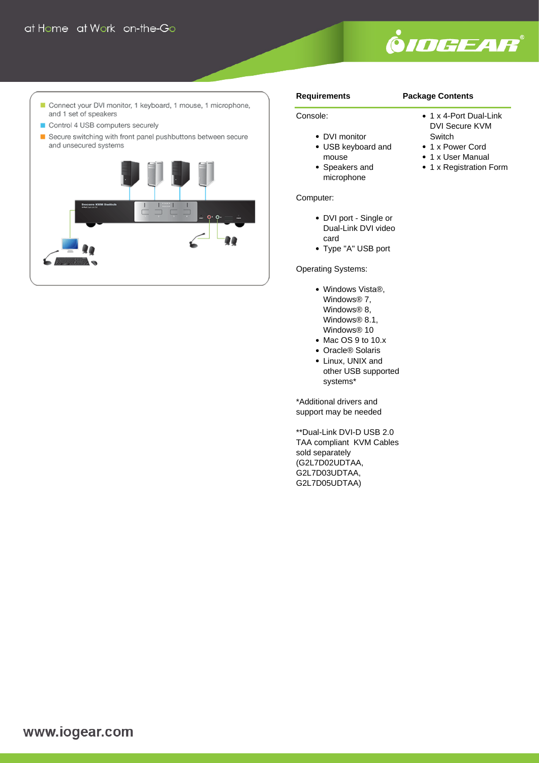- Connect your DVI monitor, 1 keyboard, 1 mouse, 1 microphone, and 1 set of speakers
- Control 4 USB computers securely
- Secure switching with front panel pushbuttons between secure and unsecured systems

## Requirements

Console:

- DVI monitor
- USB keyboard and mouse
- Speakers and microphone

Computer:

- DVI port - Single or Dual-Link DVI video card
- Type "A" USB port

Operating Systems:

- Windows Vista®, Windows® 7, Windows® 8, Windows® 8.1, Windows® 10
- Mac OS 9 to 10.x
- Oracle® Solaris
- Linux, UNIX and other USB supported systems*

*Additional drivers and support may be needed

**Dual-Link DVI-D USB 2.0 TAA compliant KVM Cables sold separately (G2L7D02UDTAA, G2L7D03UDTAA, G2L7D05UDTAA)

## Package Contents

- 1 x 4-Port Dual-Link DVI Secure KVM Switch
- 1 x Power Cord
- 1 x User Manual
- 1 x Registration Form

www.iogear.com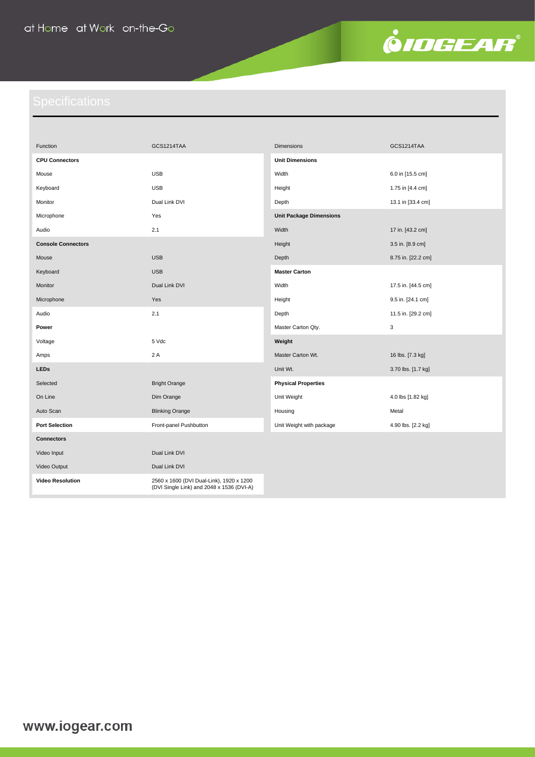## Specifications

| Function | GCS1214TAA |
|---|---|
| **CPU Connectors** | |
| Mouse | USB |
| Keyboard | USB |
| Monitor | Dual Link DVI |
| Microphone | Yes |
| Audio | 2.1 |
| **Console Connectors** | |
| Mouse | USB |
| Keyboard | USB |
| Monitor | Dual Link DVI |
| Microphone | Yes |
| Audio | 2.1 |
| **Power** | |
| Voltage | 5 Vdc |
| Amps | 2 A |
| **LEDs** | |
| Selected | Bright Orange |
| On Line | Dim Orange |
| Auto Scan | Blinking Orange |
| **Port Selection** | Front-panel Pushbutton |
| **Connectors** | |
| Video Input | Dual Link DVI |
| Video Output | Dual Link DVI |
| **Video Resolution** | 2560 x 1600 (DVI Dual-Link), 1920 x 1200 (DVI Single Link) and 2048 x 1536 (DVI-A) |

| Dimensions | GCS1214TAA |
|---|---|
| **Unit Dimensions** | |
| Width | 6.0 in [15.5 cm] |
| Height | 1.75 in [4.4 cm] |
| Depth | 13.1 in [33.4 cm] |
| **Unit Package Dimensions** | |
| Width | 17 in. [43.2 cm] |
| Height | 3.5 in. [8.9 cm] |
| Depth | 8.75 in. [22.2 cm] |
| **Master Carton** | |
| Width | 17.5 in. [44.5 cm] |
| Height | 9.5 in. [24.1 cm] |
| Depth | 11.5 in. [29.2 cm] |
| Master Carton Qty. | 3 |
| **Weight** | |
| Master Carton Wt. | 16 lbs. [7.3 kg] |
| Unit Wt. | 3.70 lbs. [1.7 kg] |
| **Physical Properties** | |
| Unit Weight | 4.0 lbs [1.82 kg] |
| Housing | Metal |
| Unit Weight with package | 4.90 lbs. [2.2 kg] |